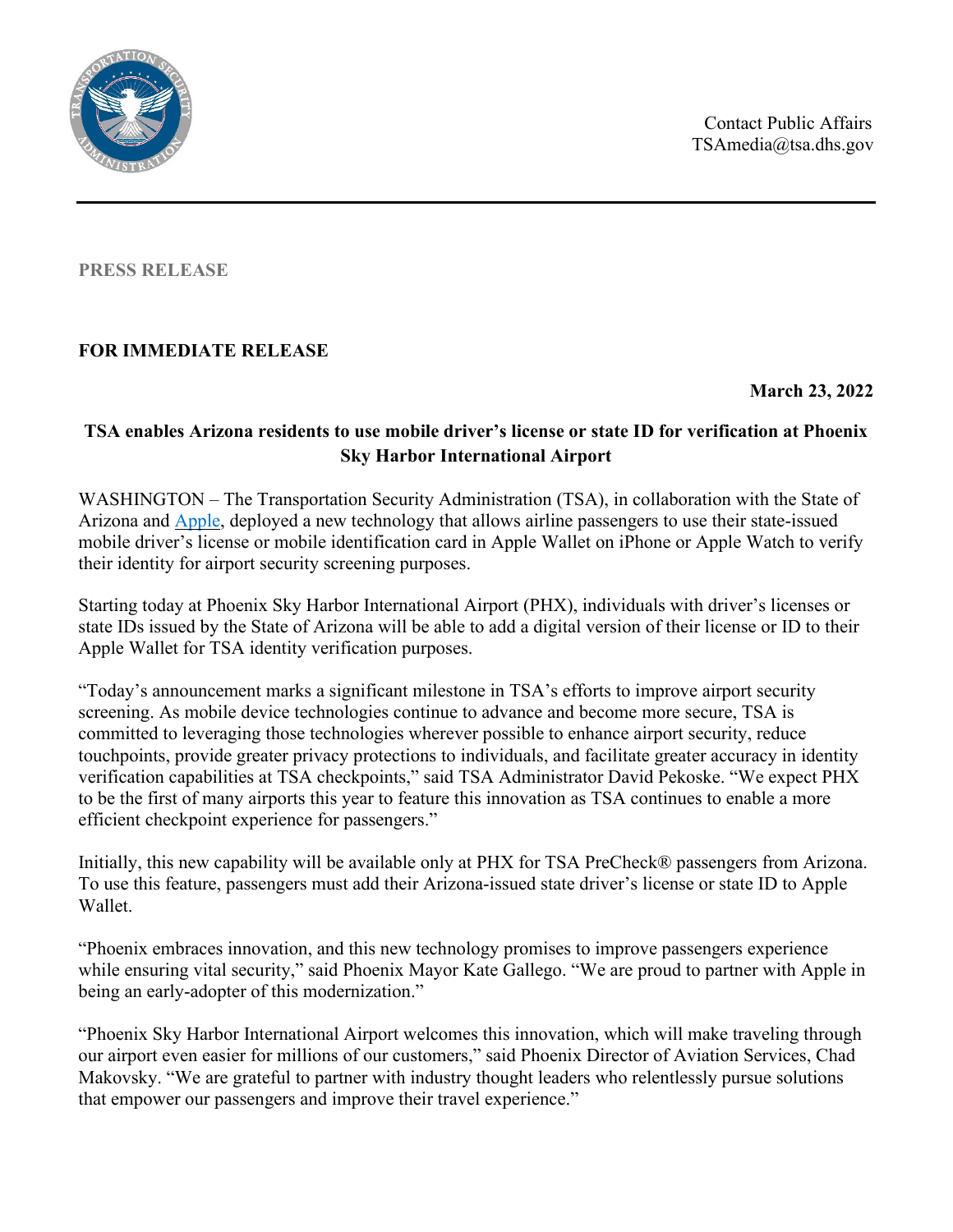Contact Public Affairs
TSAmedia@tsa.dhs.gov

**PRESS RELEASE**

**FOR IMMEDIATE RELEASE**

**March 23, 2022**

# TSA enables Arizona residents to use mobile driver's license or state ID for verification at Phoenix Sky Harbor International Airport

WASHINGTON – The Transportation Security Administration (TSA), in collaboration with the State of Arizona and Apple, deployed a new technology that allows airline passengers to use their state-issued mobile driver's license or mobile identification card in Apple Wallet on iPhone or Apple Watch to verify their identity for airport security screening purposes.

Starting today at Phoenix Sky Harbor International Airport (PHX), individuals with driver's licenses or state IDs issued by the State of Arizona will be able to add a digital version of their license or ID to their Apple Wallet for TSA identity verification purposes.

"Today's announcement marks a significant milestone in TSA's efforts to improve airport security screening. As mobile device technologies continue to advance and become more secure, TSA is committed to leveraging those technologies wherever possible to enhance airport security, reduce touchpoints, provide greater privacy protections to individuals, and facilitate greater accuracy in identity verification capabilities at TSA checkpoints," said TSA Administrator David Pekoske. "We expect PHX to be the first of many airports this year to feature this innovation as TSA continues to enable a more efficient checkpoint experience for passengers."

Initially, this new capability will be available only at PHX for TSA PreCheck® passengers from Arizona. To use this feature, passengers must add their Arizona-issued state driver's license or state ID to Apple Wallet.

"Phoenix embraces innovation, and this new technology promises to improve passengers experience while ensuring vital security," said Phoenix Mayor Kate Gallego. "We are proud to partner with Apple in being an early-adopter of this modernization."

"Phoenix Sky Harbor International Airport welcomes this innovation, which will make traveling through our airport even easier for millions of our customers," said Phoenix Director of Aviation Services, Chad Makovsky. "We are grateful to partner with industry thought leaders who relentlessly pursue solutions that empower our passengers and improve their travel experience."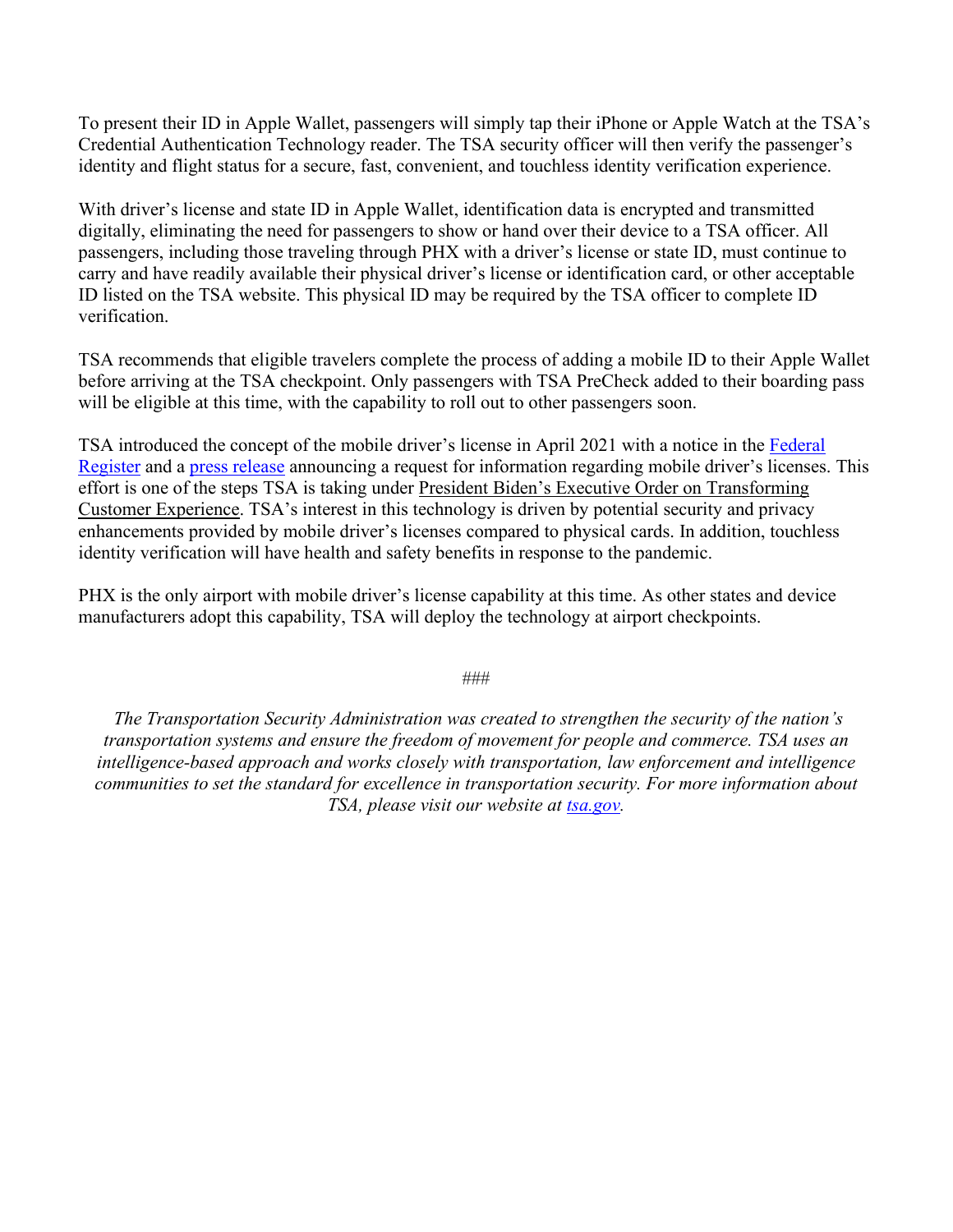To present their ID in Apple Wallet, passengers will simply tap their iPhone or Apple Watch at the TSA's Credential Authentication Technology reader. The TSA security officer will then verify the passenger's identity and flight status for a secure, fast, convenient, and touchless identity verification experience.

With driver's license and state ID in Apple Wallet, identification data is encrypted and transmitted digitally, eliminating the need for passengers to show or hand over their device to a TSA officer. All passengers, including those traveling through PHX with a driver's license or state ID, must continue to carry and have readily available their physical driver's license or identification card, or other acceptable ID listed on the TSA website. This physical ID may be required by the TSA officer to complete ID verification.

TSA recommends that eligible travelers complete the process of adding a mobile ID to their Apple Wallet before arriving at the TSA checkpoint. Only passengers with TSA PreCheck added to their boarding pass will be eligible at this time, with the capability to roll out to other passengers soon.

TSA introduced the concept of the mobile driver's license in April 2021 with a notice in the Federal Register and a press release announcing a request for information regarding mobile driver's licenses. This effort is one of the steps TSA is taking under President Biden's Executive Order on Transforming Customer Experience. TSA's interest in this technology is driven by potential security and privacy enhancements provided by mobile driver's licenses compared to physical cards. In addition, touchless identity verification will have health and safety benefits in response to the pandemic.

PHX is the only airport with mobile driver's license capability at this time. As other states and device manufacturers adopt this capability, TSA will deploy the technology at airport checkpoints.

###

*The Transportation Security Administration was created to strengthen the security of the nation's transportation systems and ensure the freedom of movement for people and commerce. TSA uses an intelligence-based approach and works closely with transportation, law enforcement and intelligence communities to set the standard for excellence in transportation security. For more information about TSA, please visit our website at tsa.gov.*